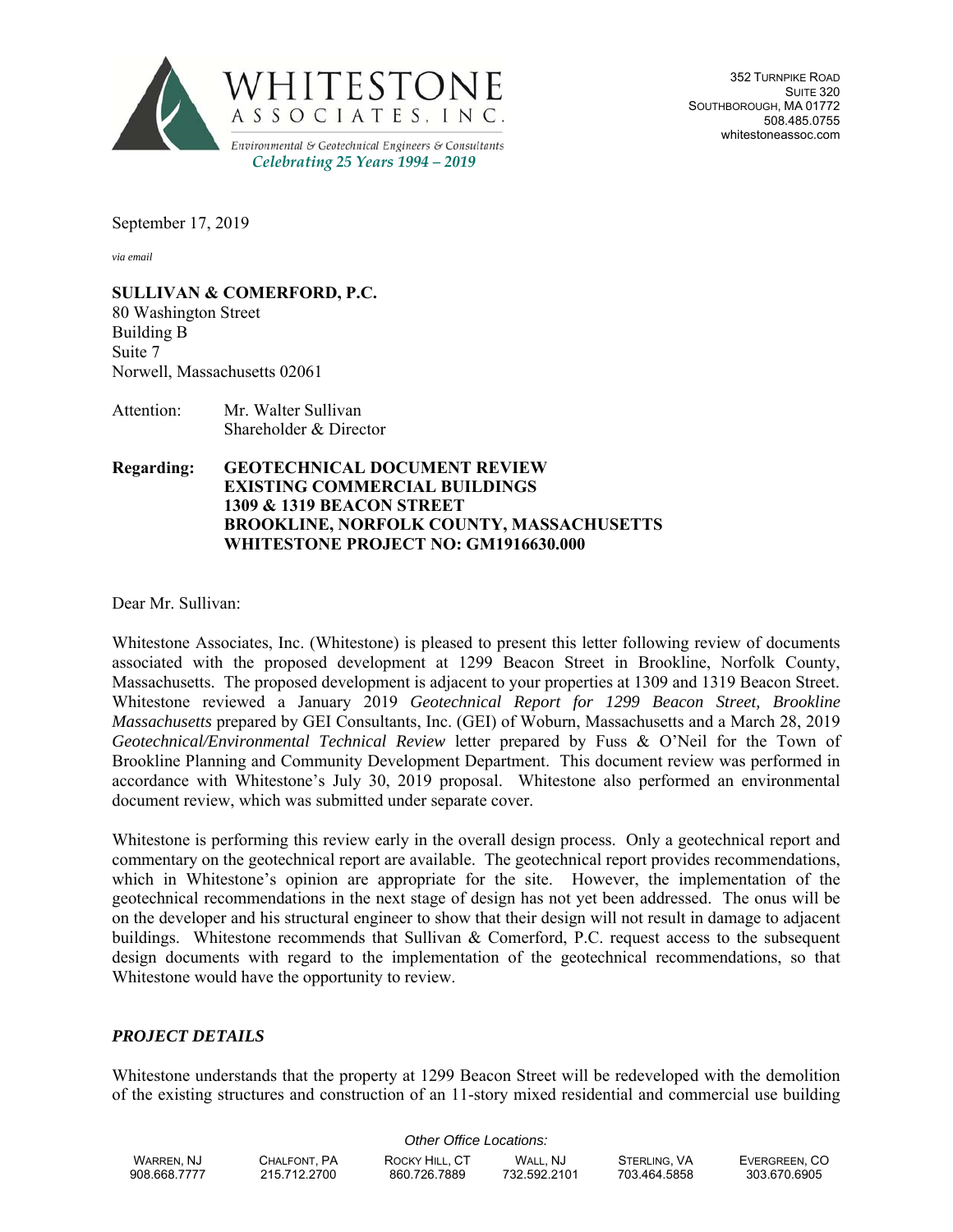**WHITESTONE ASSOCIATES, INC.**
*Environmental & Geotechnical Engineers & Consultants*
*Celebrating 25 Years 1994 – 2019*

352 Turnpike Road
Suite 320
Southborough, MA 01772
508.485.0755
whitestoneassoc.com

September 17, 2019

*via email*

**SULLIVAN & COMERFORD, P.C.**
80 Washington Street
Building B
Suite 7
Norwell, Massachusetts 02061

Attention: Mr. Walter Sullivan
Shareholder & Director

**Regarding: GEOTECHNICAL DOCUMENT REVIEW**
**EXISTING COMMERCIAL BUILDINGS**
**1309 & 1319 BEACON STREET**
**BROOKLINE, NORFOLK COUNTY, MASSACHUSETTS**
**WHITESTONE PROJECT NO: GM1916630.000**

Dear Mr. Sullivan:

Whitestone Associates, Inc. (Whitestone) is pleased to present this letter following review of documents associated with the proposed development at 1299 Beacon Street in Brookline, Norfolk County, Massachusetts. The proposed development is adjacent to your properties at 1309 and 1319 Beacon Street. Whitestone reviewed a January 2019 *Geotechnical Report for 1299 Beacon Street, Brookline Massachusetts* prepared by GEI Consultants, Inc. (GEI) of Woburn, Massachusetts and a March 28, 2019 *Geotechnical/Environmental Technical Review* letter prepared by Fuss & O'Neil for the Town of Brookline Planning and Community Development Department. This document review was performed in accordance with Whitestone's July 30, 2019 proposal. Whitestone also performed an environmental document review, which was submitted under separate cover.

Whitestone is performing this review early in the overall design process. Only a geotechnical report and commentary on the geotechnical report are available. The geotechnical report provides recommendations, which in Whitestone's opinion are appropriate for the site. However, the implementation of the geotechnical recommendations in the next stage of design has not yet been addressed. The onus will be on the developer and his structural engineer to show that their design will not result in damage to adjacent buildings. Whitestone recommends that Sullivan & Comerford, P.C. request access to the subsequent design documents with regard to the implementation of the geotechnical recommendations, so that Whitestone would have the opportunity to review.

## *PROJECT DETAILS*

Whitestone understands that the property at 1299 Beacon Street will be redeveloped with the demolition of the existing structures and construction of an 11-story mixed residential and commercial use building

*Other Office Locations:*

| Warren, NJ | Chalfont, PA | Rocky Hill, CT | Wall, NJ | Sterling, VA | Evergreen, CO |
| --- | --- | --- | --- | --- | --- |
| 908.668.7777 | 215.712.2700 | 860.726.7889 | 732.592.2101 | 703.464.5858 | 303.670.6905 |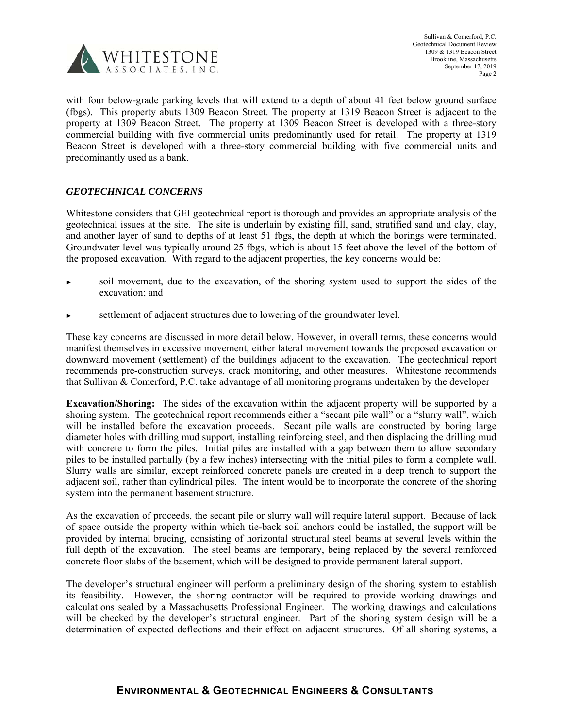with four below-grade parking levels that will extend to a depth of about 41 feet below ground surface (fbgs). This property abuts 1309 Beacon Street. The property at 1319 Beacon Street is adjacent to the property at 1309 Beacon Street. The property at 1309 Beacon Street is developed with a three-story commercial building with five commercial units predominantly used for retail. The property at 1319 Beacon Street is developed with a three-story commercial building with five commercial units and predominantly used as a bank.

### *GEOTECHNICAL CONCERNS*

Whitestone considers that GEI geotechnical report is thorough and provides an appropriate analysis of the geotechnical issues at the site. The site is underlain by existing fill, sand, stratified sand and clay, clay, and another layer of sand to depths of at least 51 fbgs, the depth at which the borings were terminated. Groundwater level was typically around 25 fbgs, which is about 15 feet above the level of the bottom of the proposed excavation. With regard to the adjacent properties, the key concerns would be:

- soil movement, due to the excavation, of the shoring system used to support the sides of the excavation; and
- settlement of adjacent structures due to lowering of the groundwater level.

These key concerns are discussed in more detail below. However, in overall terms, these concerns would manifest themselves in excessive movement, either lateral movement towards the proposed excavation or downward movement (settlement) of the buildings adjacent to the excavation. The geotechnical report recommends pre-construction surveys, crack monitoring, and other measures. Whitestone recommends that Sullivan & Comerford, P.C. take advantage of all monitoring programs undertaken by the developer

**Excavation/Shoring:** The sides of the excavation within the adjacent property will be supported by a shoring system. The geotechnical report recommends either a "secant pile wall" or a "slurry wall", which will be installed before the excavation proceeds. Secant pile walls are constructed by boring large diameter holes with drilling mud support, installing reinforcing steel, and then displacing the drilling mud with concrete to form the piles. Initial piles are installed with a gap between them to allow secondary piles to be installed partially (by a few inches) intersecting with the initial piles to form a complete wall. Slurry walls are similar, except reinforced concrete panels are created in a deep trench to support the adjacent soil, rather than cylindrical piles. The intent would be to incorporate the concrete of the shoring system into the permanent basement structure.

As the excavation of proceeds, the secant pile or slurry wall will require lateral support. Because of lack of space outside the property within which tie-back soil anchors could be installed, the support will be provided by internal bracing, consisting of horizontal structural steel beams at several levels within the full depth of the excavation. The steel beams are temporary, being replaced by the several reinforced concrete floor slabs of the basement, which will be designed to provide permanent lateral support.

The developer's structural engineer will perform a preliminary design of the shoring system to establish its feasibility. However, the shoring contractor will be required to provide working drawings and calculations sealed by a Massachusetts Professional Engineer. The working drawings and calculations will be checked by the developer's structural engineer. Part of the shoring system design will be a determination of expected deflections and their effect on adjacent structures. Of all shoring systems, a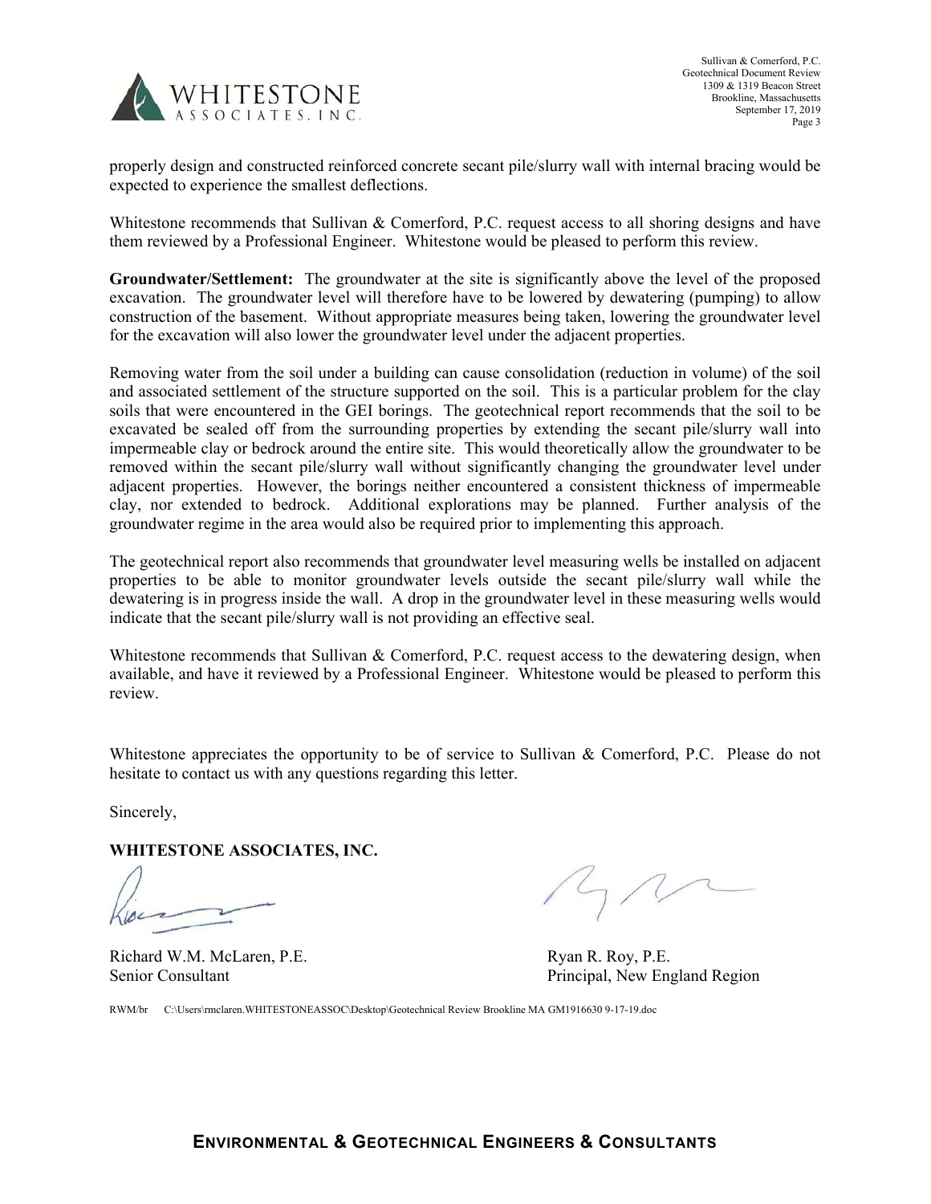properly design and constructed reinforced concrete secant pile/slurry wall with internal bracing would be expected to experience the smallest deflections.

Whitestone recommends that Sullivan & Comerford, P.C. request access to all shoring designs and have them reviewed by a Professional Engineer. Whitestone would be pleased to perform this review.

**Groundwater/Settlement:** The groundwater at the site is significantly above the level of the proposed excavation. The groundwater level will therefore have to be lowered by dewatering (pumping) to allow construction of the basement. Without appropriate measures being taken, lowering the groundwater level for the excavation will also lower the groundwater level under the adjacent properties.

Removing water from the soil under a building can cause consolidation (reduction in volume) of the soil and associated settlement of the structure supported on the soil. This is a particular problem for the clay soils that were encountered in the GEI borings. The geotechnical report recommends that the soil to be excavated be sealed off from the surrounding properties by extending the secant pile/slurry wall into impermeable clay or bedrock around the entire site. This would theoretically allow the groundwater to be removed within the secant pile/slurry wall without significantly changing the groundwater level under adjacent properties. However, the borings neither encountered a consistent thickness of impermeable clay, nor extended to bedrock. Additional explorations may be planned. Further analysis of the groundwater regime in the area would also be required prior to implementing this approach.

The geotechnical report also recommends that groundwater level measuring wells be installed on adjacent properties to be able to monitor groundwater levels outside the secant pile/slurry wall while the dewatering is in progress inside the wall. A drop in the groundwater level in these measuring wells would indicate that the secant pile/slurry wall is not providing an effective seal.

Whitestone recommends that Sullivan & Comerford, P.C. request access to the dewatering design, when available, and have it reviewed by a Professional Engineer. Whitestone would be pleased to perform this review.

Whitestone appreciates the opportunity to be of service to Sullivan & Comerford, P.C. Please do not hesitate to contact us with any questions regarding this letter.

Sincerely,

**WHITESTONE ASSOCIATES, INC.**

Richard W.M. McLaren, P.E.
Senior Consultant

Ryan R. Roy, P.E.
Principal, New England Region

RWM/br C:\Users\rmclaren.WHITESTONEASSOC\Desktop\Geotechnical Review Brookline MA GM1916630 9-17-19.doc